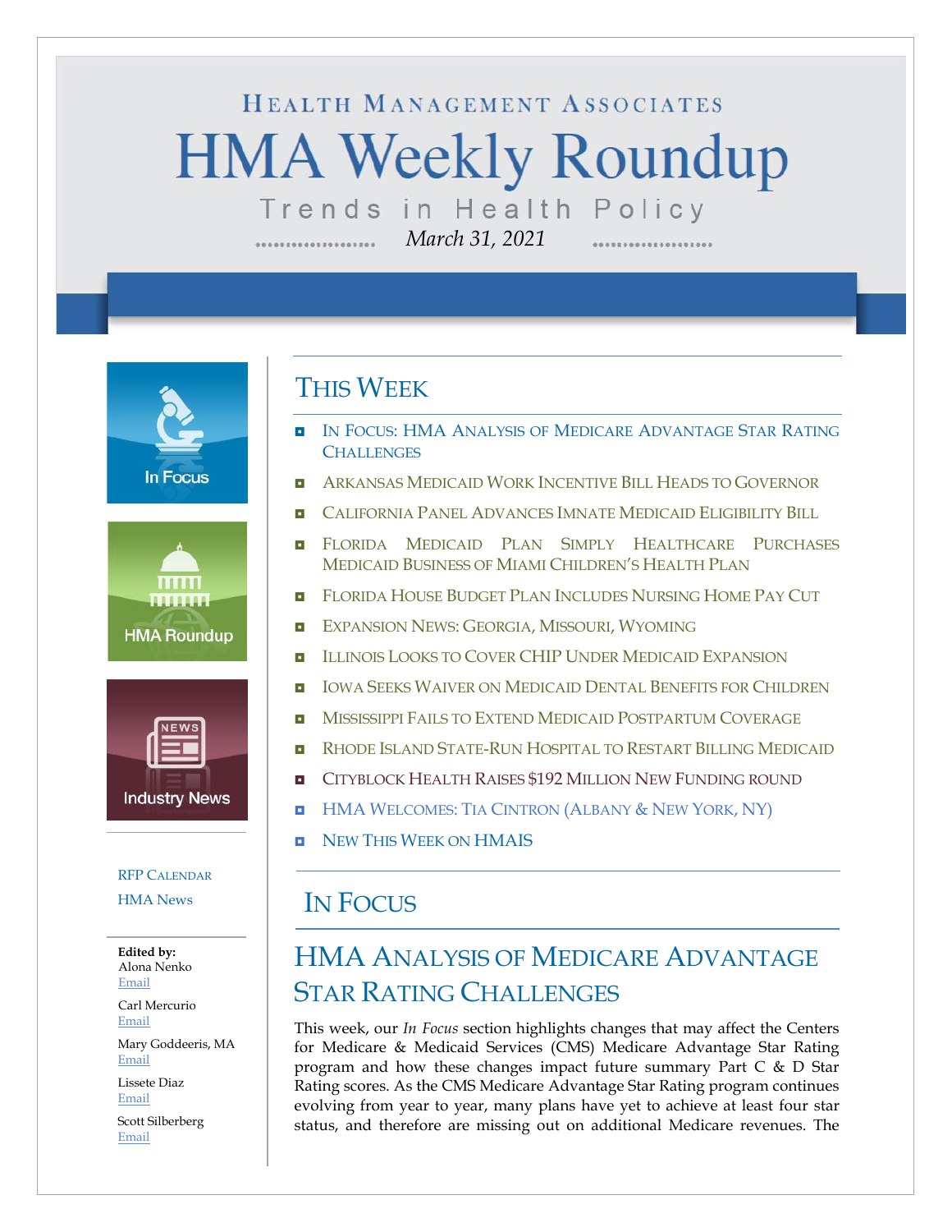# HEALTH MANAGEMENT ASSOCIATES

# HMA Weekly Roundup

Trends in Health Policy

*March 31, 2021*

In Focus

HMA Roundup

Industry News

RFP CALENDAR

HMA News

**Edited by:**
Alona Nenko
Email

Carl Mercurio
Email

Mary Goddeeris, MA
Email

Lissete Diaz
Email

Scott Silberberg
Email

## THIS WEEK

- IN FOCUS: HMA ANALYSIS OF MEDICARE ADVANTAGE STAR RATING CHALLENGES
- ARKANSAS MEDICAID WORK INCENTIVE BILL HEADS TO GOVERNOR
- CALIFORNIA PANEL ADVANCES IMNATE MEDICAID ELIGIBILITY BILL
- FLORIDA MEDICAID PLAN SIMPLY HEALTHCARE PURCHASES MEDICAID BUSINESS OF MIAMI CHILDREN'S HEALTH PLAN
- FLORIDA HOUSE BUDGET PLAN INCLUDES NURSING HOME PAY CUT
- EXPANSION NEWS: GEORGIA, MISSOURI, WYOMING
- ILLINOIS LOOKS TO COVER CHIP UNDER MEDICAID EXPANSION
- IOWA SEEKS WAIVER ON MEDICAID DENTAL BENEFITS FOR CHILDREN
- MISSISSIPPI FAILS TO EXTEND MEDICAID POSTPARTUM COVERAGE
- RHODE ISLAND STATE-RUN HOSPITAL TO RESTART BILLING MEDICAID
- CITYBLOCK HEALTH RAISES $192 MILLION NEW FUNDING ROUND
- HMA WELCOMES: TIA CINTRON (ALBANY & NEW YORK, NY)
- NEW THIS WEEK ON HMAIS

## IN FOCUS

## HMA ANALYSIS OF MEDICARE ADVANTAGE STAR RATING CHALLENGES

This week, our *In Focus* section highlights changes that may affect the Centers for Medicare & Medicaid Services (CMS) Medicare Advantage Star Rating program and how these changes impact future summary Part C & D Star Rating scores. As the CMS Medicare Advantage Star Rating program continues evolving from year to year, many plans have yet to achieve at least four star status, and therefore are missing out on additional Medicare revenues. The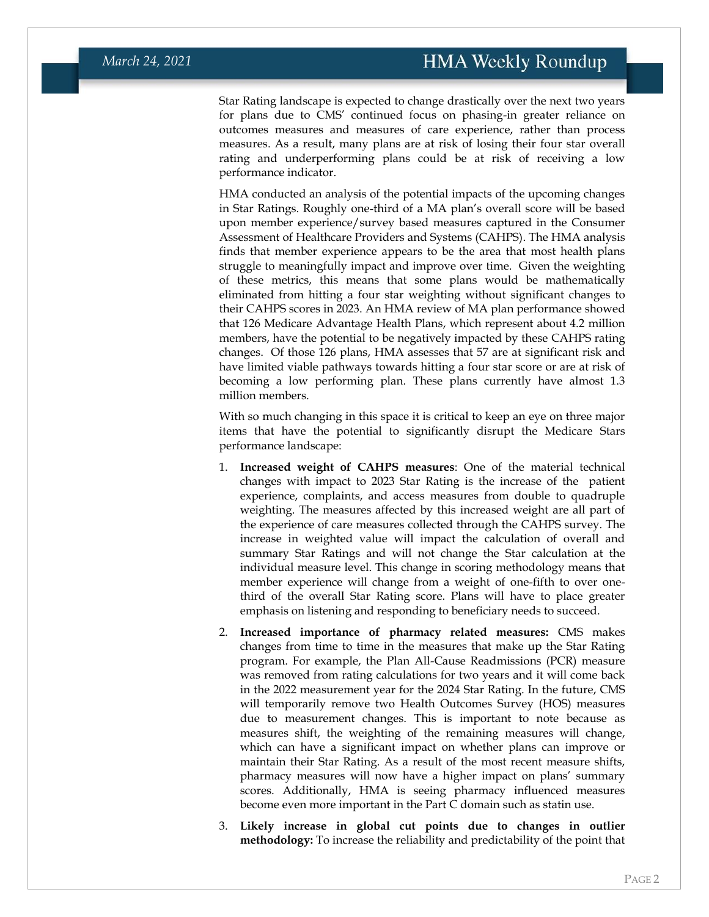Star Rating landscape is expected to change drastically over the next two years for plans due to CMS' continued focus on phasing-in greater reliance on outcomes measures and measures of care experience, rather than process measures. As a result, many plans are at risk of losing their four star overall rating and underperforming plans could be at risk of receiving a low performance indicator.

HMA conducted an analysis of the potential impacts of the upcoming changes in Star Ratings. Roughly one-third of a MA plan's overall score will be based upon member experience/survey based measures captured in the Consumer Assessment of Healthcare Providers and Systems (CAHPS). The HMA analysis finds that member experience appears to be the area that most health plans struggle to meaningfully impact and improve over time. Given the weighting of these metrics, this means that some plans would be mathematically eliminated from hitting a four star weighting without significant changes to their CAHPS scores in 2023. An HMA review of MA plan performance showed that 126 Medicare Advantage Health Plans, which represent about 4.2 million members, have the potential to be negatively impacted by these CAHPS rating changes. Of those 126 plans, HMA assesses that 57 are at significant risk and have limited viable pathways towards hitting a four star score or are at risk of becoming a low performing plan. These plans currently have almost 1.3 million members.

With so much changing in this space it is critical to keep an eye on three major items that have the potential to significantly disrupt the Medicare Stars performance landscape:

1. **Increased weight of CAHPS measures**: One of the material technical changes with impact to 2023 Star Rating is the increase of the patient experience, complaints, and access measures from double to quadruple weighting. The measures affected by this increased weight are all part of the experience of care measures collected through the CAHPS survey. The increase in weighted value will impact the calculation of overall and summary Star Ratings and will not change the Star calculation at the individual measure level. This change in scoring methodology means that member experience will change from a weight of one-fifth to over one-third of the overall Star Rating score. Plans will have to place greater emphasis on listening and responding to beneficiary needs to succeed.

2. **Increased importance of pharmacy related measures:** CMS makes changes from time to time in the measures that make up the Star Rating program. For example, the Plan All-Cause Readmissions (PCR) measure was removed from rating calculations for two years and it will come back in the 2022 measurement year for the 2024 Star Rating. In the future, CMS will temporarily remove two Health Outcomes Survey (HOS) measures due to measurement changes. This is important to note because as measures shift, the weighting of the remaining measures will change, which can have a significant impact on whether plans can improve or maintain their Star Rating. As a result of the most recent measure shifts, pharmacy measures will now have a higher impact on plans' summary scores. Additionally, HMA is seeing pharmacy influenced measures become even more important in the Part C domain such as statin use.

3. **Likely increase in global cut points due to changes in outlier methodology:** To increase the reliability and predictability of the point that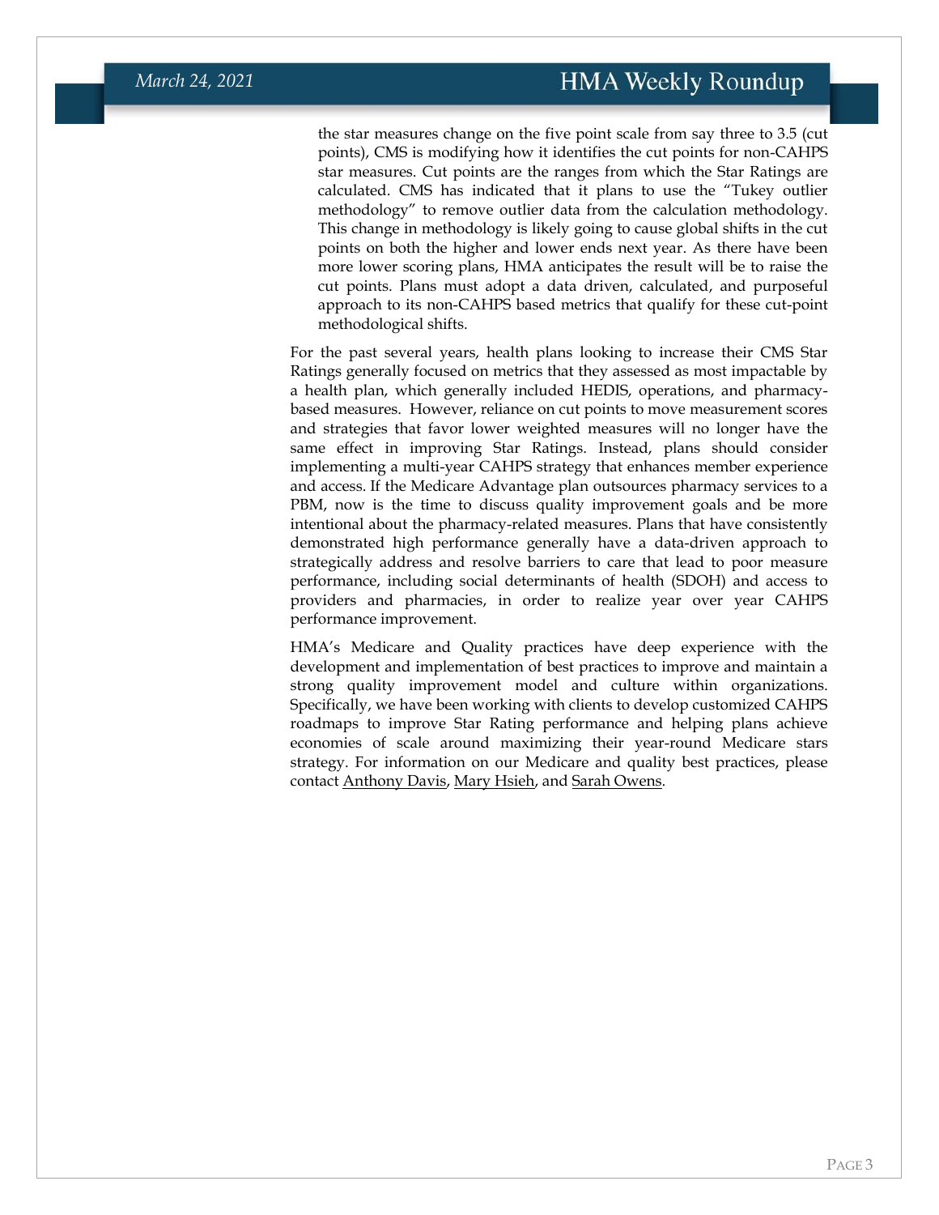the star measures change on the five point scale from say three to 3.5 (cut points), CMS is modifying how it identifies the cut points for non-CAHPS star measures. Cut points are the ranges from which the Star Ratings are calculated. CMS has indicated that it plans to use the "Tukey outlier methodology" to remove outlier data from the calculation methodology. This change in methodology is likely going to cause global shifts in the cut points on both the higher and lower ends next year. As there have been more lower scoring plans, HMA anticipates the result will be to raise the cut points. Plans must adopt a data driven, calculated, and purposeful approach to its non-CAHPS based metrics that qualify for these cut-point methodological shifts.

For the past several years, health plans looking to increase their CMS Star Ratings generally focused on metrics that they assessed as most impactable by a health plan, which generally included HEDIS, operations, and pharmacy-based measures. However, reliance on cut points to move measurement scores and strategies that favor lower weighted measures will no longer have the same effect in improving Star Ratings. Instead, plans should consider implementing a multi-year CAHPS strategy that enhances member experience and access. If the Medicare Advantage plan outsources pharmacy services to a PBM, now is the time to discuss quality improvement goals and be more intentional about the pharmacy-related measures. Plans that have consistently demonstrated high performance generally have a data-driven approach to strategically address and resolve barriers to care that lead to poor measure performance, including social determinants of health (SDOH) and access to providers and pharmacies, in order to realize year over year CAHPS performance improvement.

HMA's Medicare and Quality practices have deep experience with the development and implementation of best practices to improve and maintain a strong quality improvement model and culture within organizations. Specifically, we have been working with clients to develop customized CAHPS roadmaps to improve Star Rating performance and helping plans achieve economies of scale around maximizing their year-round Medicare stars strategy. For information on our Medicare and quality best practices, please contact Anthony Davis, Mary Hsieh, and Sarah Owens.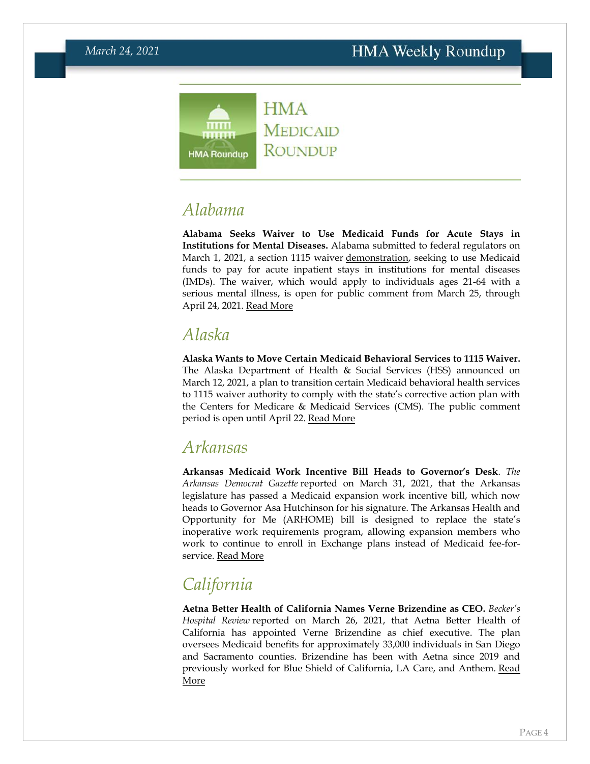# HMA Medicaid Roundup

## Alabama

**Alabama Seeks Waiver to Use Medicaid Funds for Acute Stays in Institutions for Mental Diseases.** Alabama submitted to federal regulators on March 1, 2021, a section 1115 waiver demonstration, seeking to use Medicaid funds to pay for acute inpatient stays in institutions for mental diseases (IMDs). The waiver, which would apply to individuals ages 21-64 with a serious mental illness, is open for public comment from March 25, through April 24, 2021. Read More

## Alaska

**Alaska Wants to Move Certain Medicaid Behavioral Services to 1115 Waiver.** The Alaska Department of Health & Social Services (HSS) announced on March 12, 2021, a plan to transition certain Medicaid behavioral health services to 1115 waiver authority to comply with the state's corrective action plan with the Centers for Medicare & Medicaid Services (CMS). The public comment period is open until April 22. Read More

## Arkansas

**Arkansas Medicaid Work Incentive Bill Heads to Governor's Desk**. *The Arkansas Democrat Gazette* reported on March 31, 2021, that the Arkansas legislature has passed a Medicaid expansion work incentive bill, which now heads to Governor Asa Hutchinson for his signature. The Arkansas Health and Opportunity for Me (ARHOME) bill is designed to replace the state's inoperative work requirements program, allowing expansion members who work to continue to enroll in Exchange plans instead of Medicaid fee-for-service. Read More

## California

**Aetna Better Health of California Names Verne Brizendine as CEO.** *Becker's Hospital Review* reported on March 26, 2021, that Aetna Better Health of California has appointed Verne Brizendine as chief executive. The plan oversees Medicaid benefits for approximately 33,000 individuals in San Diego and Sacramento counties. Brizendine has been with Aetna since 2019 and previously worked for Blue Shield of California, LA Care, and Anthem. Read More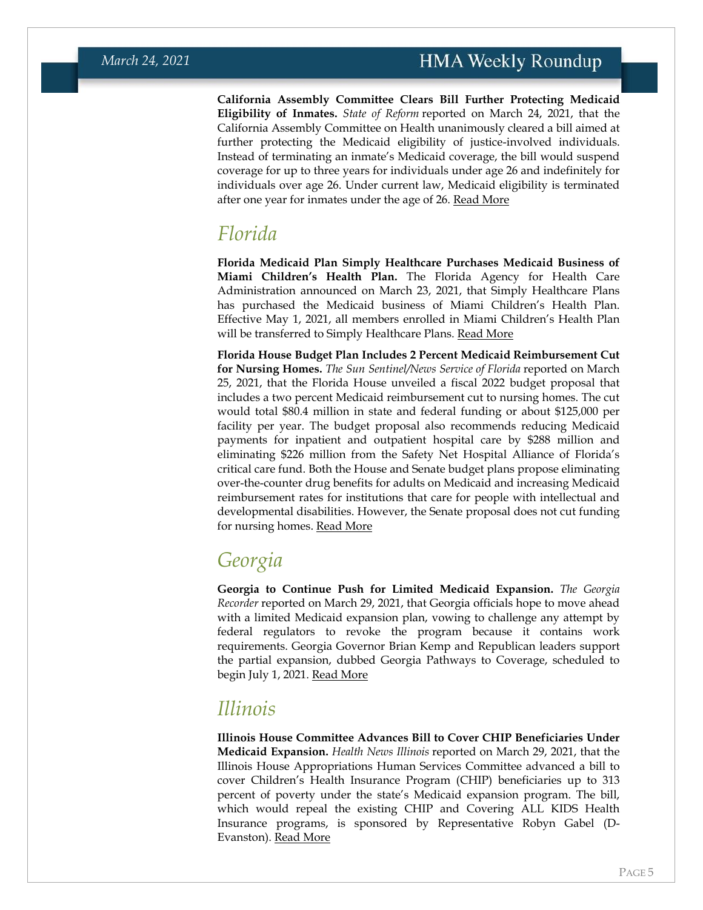**California Assembly Committee Clears Bill Further Protecting Medicaid Eligibility of Inmates.** *State of Reform* reported on March 24, 2021, that the California Assembly Committee on Health unanimously cleared a bill aimed at further protecting the Medicaid eligibility of justice-involved individuals. Instead of terminating an inmate's Medicaid coverage, the bill would suspend coverage for up to three years for individuals under age 26 and indefinitely for individuals over age 26. Under current law, Medicaid eligibility is terminated after one year for inmates under the age of 26. Read More

## Florida

**Florida Medicaid Plan Simply Healthcare Purchases Medicaid Business of Miami Children's Health Plan.** The Florida Agency for Health Care Administration announced on March 23, 2021, that Simply Healthcare Plans has purchased the Medicaid business of Miami Children's Health Plan. Effective May 1, 2021, all members enrolled in Miami Children's Health Plan will be transferred to Simply Healthcare Plans. Read More

**Florida House Budget Plan Includes 2 Percent Medicaid Reimbursement Cut for Nursing Homes.** *The Sun Sentinel/News Service of Florida* reported on March 25, 2021, that the Florida House unveiled a fiscal 2022 budget proposal that includes a two percent Medicaid reimbursement cut to nursing homes. The cut would total $80.4 million in state and federal funding or about $125,000 per facility per year. The budget proposal also recommends reducing Medicaid payments for inpatient and outpatient hospital care by $288 million and eliminating $226 million from the Safety Net Hospital Alliance of Florida's critical care fund. Both the House and Senate budget plans propose eliminating over-the-counter drug benefits for adults on Medicaid and increasing Medicaid reimbursement rates for institutions that care for people with intellectual and developmental disabilities. However, the Senate proposal does not cut funding for nursing homes. Read More

## Georgia

**Georgia to Continue Push for Limited Medicaid Expansion.** *The Georgia Recorder* reported on March 29, 2021, that Georgia officials hope to move ahead with a limited Medicaid expansion plan, vowing to challenge any attempt by federal regulators to revoke the program because it contains work requirements. Georgia Governor Brian Kemp and Republican leaders support the partial expansion, dubbed Georgia Pathways to Coverage, scheduled to begin July 1, 2021. Read More

## Illinois

**Illinois House Committee Advances Bill to Cover CHIP Beneficiaries Under Medicaid Expansion.** *Health News Illinois* reported on March 29, 2021, that the Illinois House Appropriations Human Services Committee advanced a bill to cover Children's Health Insurance Program (CHIP) beneficiaries up to 313 percent of poverty under the state's Medicaid expansion program. The bill, which would repeal the existing CHIP and Covering ALL KIDS Health Insurance programs, is sponsored by Representative Robyn Gabel (D-Evanston). Read More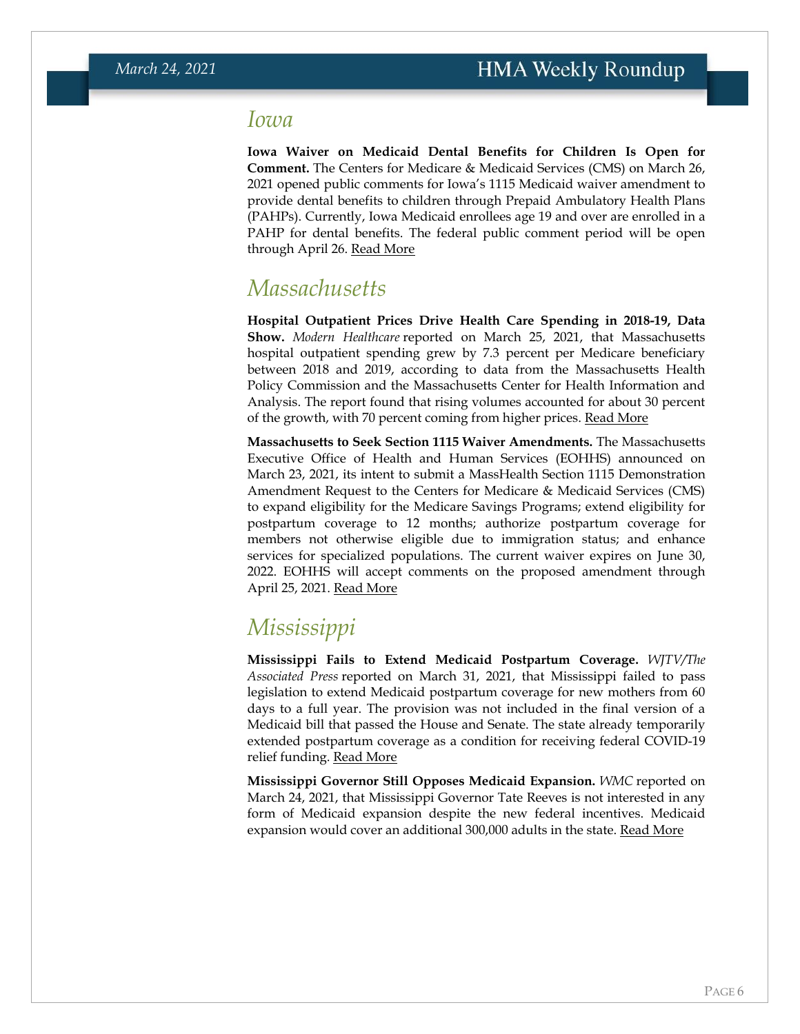## Iowa

**Iowa Waiver on Medicaid Dental Benefits for Children Is Open for Comment.** The Centers for Medicare & Medicaid Services (CMS) on March 26, 2021 opened public comments for Iowa's 1115 Medicaid waiver amendment to provide dental benefits to children through Prepaid Ambulatory Health Plans (PAHPs). Currently, Iowa Medicaid enrollees age 19 and over are enrolled in a PAHP for dental benefits. The federal public comment period will be open through April 26. Read More

## Massachusetts

**Hospital Outpatient Prices Drive Health Care Spending in 2018-19, Data Show.** *Modern Healthcare* reported on March 25, 2021, that Massachusetts hospital outpatient spending grew by 7.3 percent per Medicare beneficiary between 2018 and 2019, according to data from the Massachusetts Health Policy Commission and the Massachusetts Center for Health Information and Analysis. The report found that rising volumes accounted for about 30 percent of the growth, with 70 percent coming from higher prices. Read More

**Massachusetts to Seek Section 1115 Waiver Amendments.** The Massachusetts Executive Office of Health and Human Services (EOHHS) announced on March 23, 2021, its intent to submit a MassHealth Section 1115 Demonstration Amendment Request to the Centers for Medicare & Medicaid Services (CMS) to expand eligibility for the Medicare Savings Programs; extend eligibility for postpartum coverage to 12 months; authorize postpartum coverage for members not otherwise eligible due to immigration status; and enhance services for specialized populations. The current waiver expires on June 30, 2022. EOHHS will accept comments on the proposed amendment through April 25, 2021. Read More

## Mississippi

**Mississippi Fails to Extend Medicaid Postpartum Coverage.** *WJTV/The Associated Press* reported on March 31, 2021, that Mississippi failed to pass legislation to extend Medicaid postpartum coverage for new mothers from 60 days to a full year. The provision was not included in the final version of a Medicaid bill that passed the House and Senate. The state already temporarily extended postpartum coverage as a condition for receiving federal COVID-19 relief funding. Read More

**Mississippi Governor Still Opposes Medicaid Expansion.** *WMC* reported on March 24, 2021, that Mississippi Governor Tate Reeves is not interested in any form of Medicaid expansion despite the new federal incentives. Medicaid expansion would cover an additional 300,000 adults in the state. Read More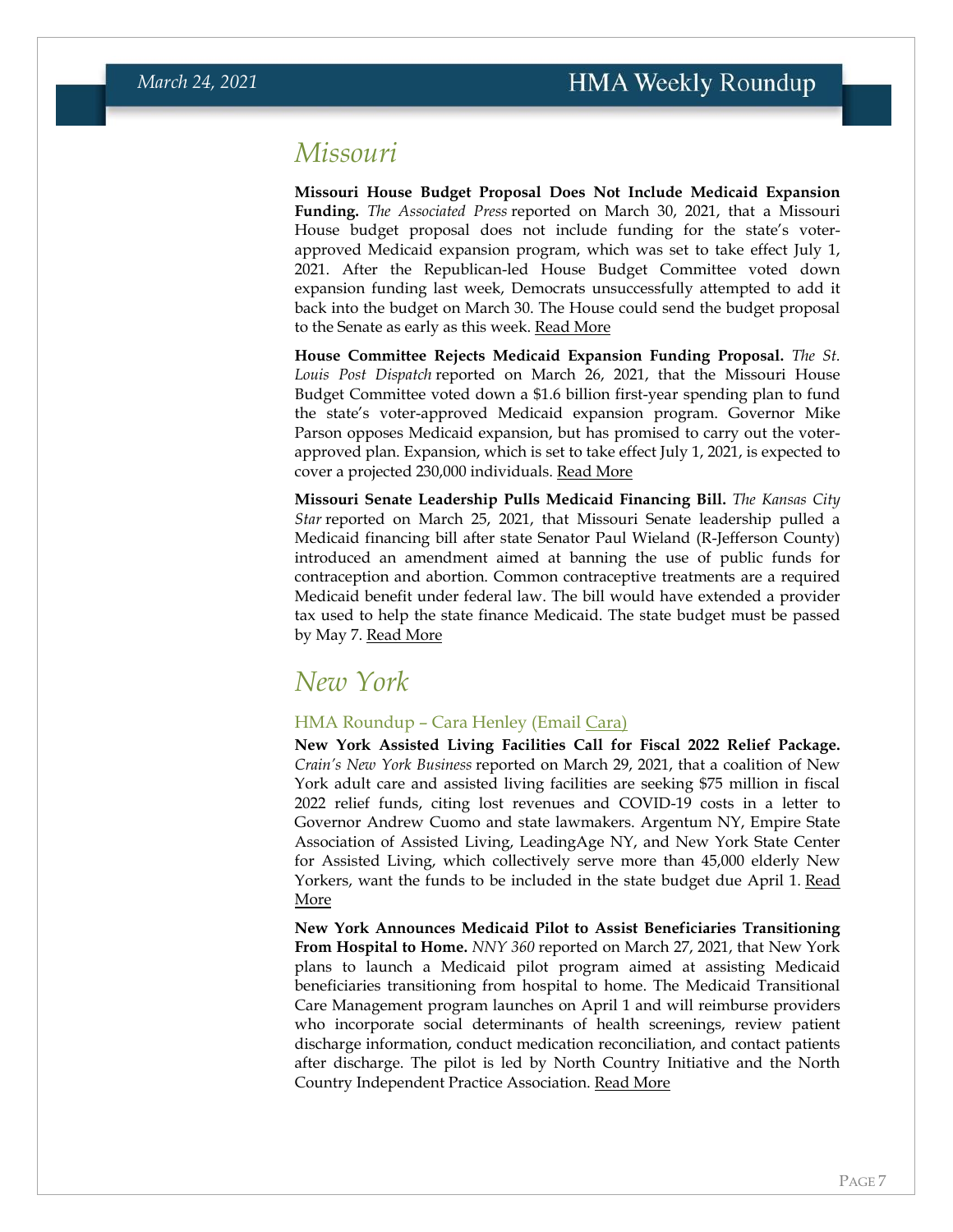## Missouri

**Missouri House Budget Proposal Does Not Include Medicaid Expansion Funding.** *The Associated Press* reported on March 30, 2021, that a Missouri House budget proposal does not include funding for the state's voter-approved Medicaid expansion program, which was set to take effect July 1, 2021. After the Republican-led House Budget Committee voted down expansion funding last week, Democrats unsuccessfully attempted to add it back into the budget on March 30. The House could send the budget proposal to the Senate as early as this week. Read More

**House Committee Rejects Medicaid Expansion Funding Proposal.** *The St. Louis Post Dispatch* reported on March 26, 2021, that the Missouri House Budget Committee voted down a $1.6 billion first-year spending plan to fund the state's voter-approved Medicaid expansion program. Governor Mike Parson opposes Medicaid expansion, but has promised to carry out the voter-approved plan. Expansion, which is set to take effect July 1, 2021, is expected to cover a projected 230,000 individuals. Read More

**Missouri Senate Leadership Pulls Medicaid Financing Bill.** *The Kansas City Star* reported on March 25, 2021, that Missouri Senate leadership pulled a Medicaid financing bill after state Senator Paul Wieland (R-Jefferson County) introduced an amendment aimed at banning the use of public funds for contraception and abortion. Common contraceptive treatments are a required Medicaid benefit under federal law. The bill would have extended a provider tax used to help the state finance Medicaid. The state budget must be passed by May 7. Read More

## New York

### HMA Roundup – Cara Henley (Email Cara)

**New York Assisted Living Facilities Call for Fiscal 2022 Relief Package.** *Crain's New York Business* reported on March 29, 2021, that a coalition of New York adult care and assisted living facilities are seeking $75 million in fiscal 2022 relief funds, citing lost revenues and COVID-19 costs in a letter to Governor Andrew Cuomo and state lawmakers. Argentum NY, Empire State Association of Assisted Living, LeadingAge NY, and New York State Center for Assisted Living, which collectively serve more than 45,000 elderly New Yorkers, want the funds to be included in the state budget due April 1. Read More

**New York Announces Medicaid Pilot to Assist Beneficiaries Transitioning From Hospital to Home.** *NNY 360* reported on March 27, 2021, that New York plans to launch a Medicaid pilot program aimed at assisting Medicaid beneficiaries transitioning from hospital to home. The Medicaid Transitional Care Management program launches on April 1 and will reimburse providers who incorporate social determinants of health screenings, review patient discharge information, conduct medication reconciliation, and contact patients after discharge. The pilot is led by North Country Initiative and the North Country Independent Practice Association. Read More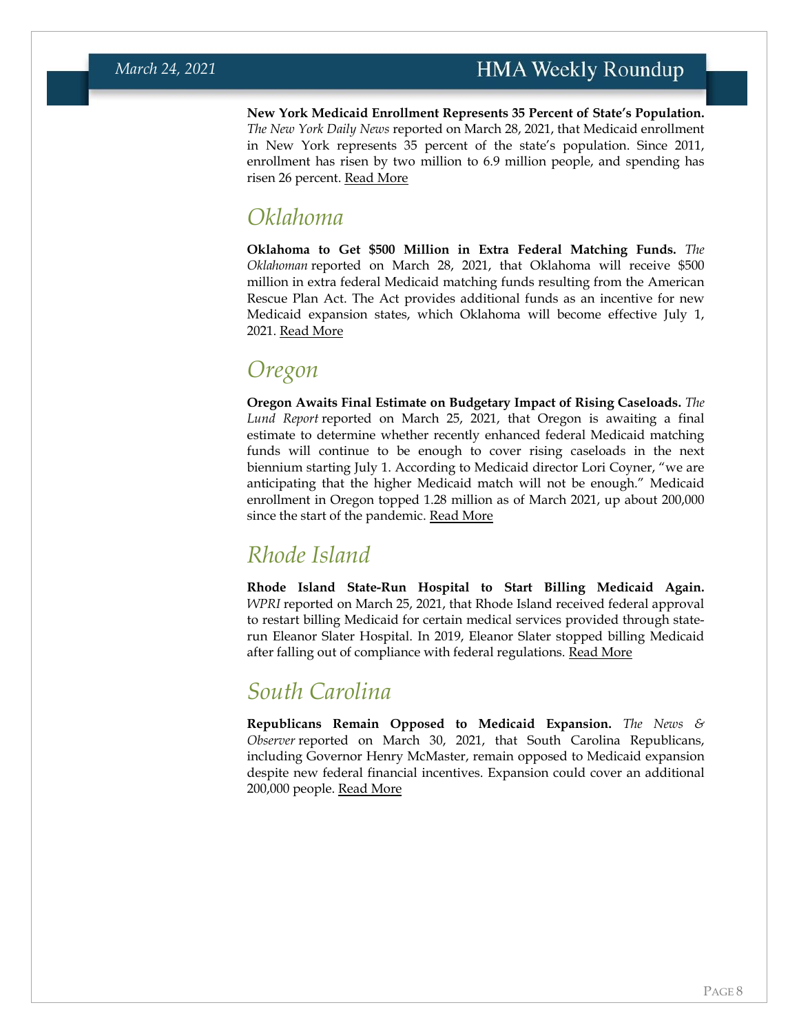**New York Medicaid Enrollment Represents 35 Percent of State's Population.** *The New York Daily News* reported on March 28, 2021, that Medicaid enrollment in New York represents 35 percent of the state's population. Since 2011, enrollment has risen by two million to 6.9 million people, and spending has risen 26 percent. Read More

## *Oklahoma*

**Oklahoma to Get $500 Million in Extra Federal Matching Funds.** *The Oklahoman* reported on March 28, 2021, that Oklahoma will receive $500 million in extra federal Medicaid matching funds resulting from the American Rescue Plan Act. The Act provides additional funds as an incentive for new Medicaid expansion states, which Oklahoma will become effective July 1, 2021. Read More

## *Oregon*

**Oregon Awaits Final Estimate on Budgetary Impact of Rising Caseloads.** *The Lund Report* reported on March 25, 2021, that Oregon is awaiting a final estimate to determine whether recently enhanced federal Medicaid matching funds will continue to be enough to cover rising caseloads in the next biennium starting July 1. According to Medicaid director Lori Coyner, "we are anticipating that the higher Medicaid match will not be enough." Medicaid enrollment in Oregon topped 1.28 million as of March 2021, up about 200,000 since the start of the pandemic. Read More

## *Rhode Island*

**Rhode Island State-Run Hospital to Start Billing Medicaid Again.** *WPRI* reported on March 25, 2021, that Rhode Island received federal approval to restart billing Medicaid for certain medical services provided through state-run Eleanor Slater Hospital. In 2019, Eleanor Slater stopped billing Medicaid after falling out of compliance with federal regulations. Read More

## *South Carolina*

**Republicans Remain Opposed to Medicaid Expansion.** *The News & Observer* reported on March 30, 2021, that South Carolina Republicans, including Governor Henry McMaster, remain opposed to Medicaid expansion despite new federal financial incentives. Expansion could cover an additional 200,000 people. Read More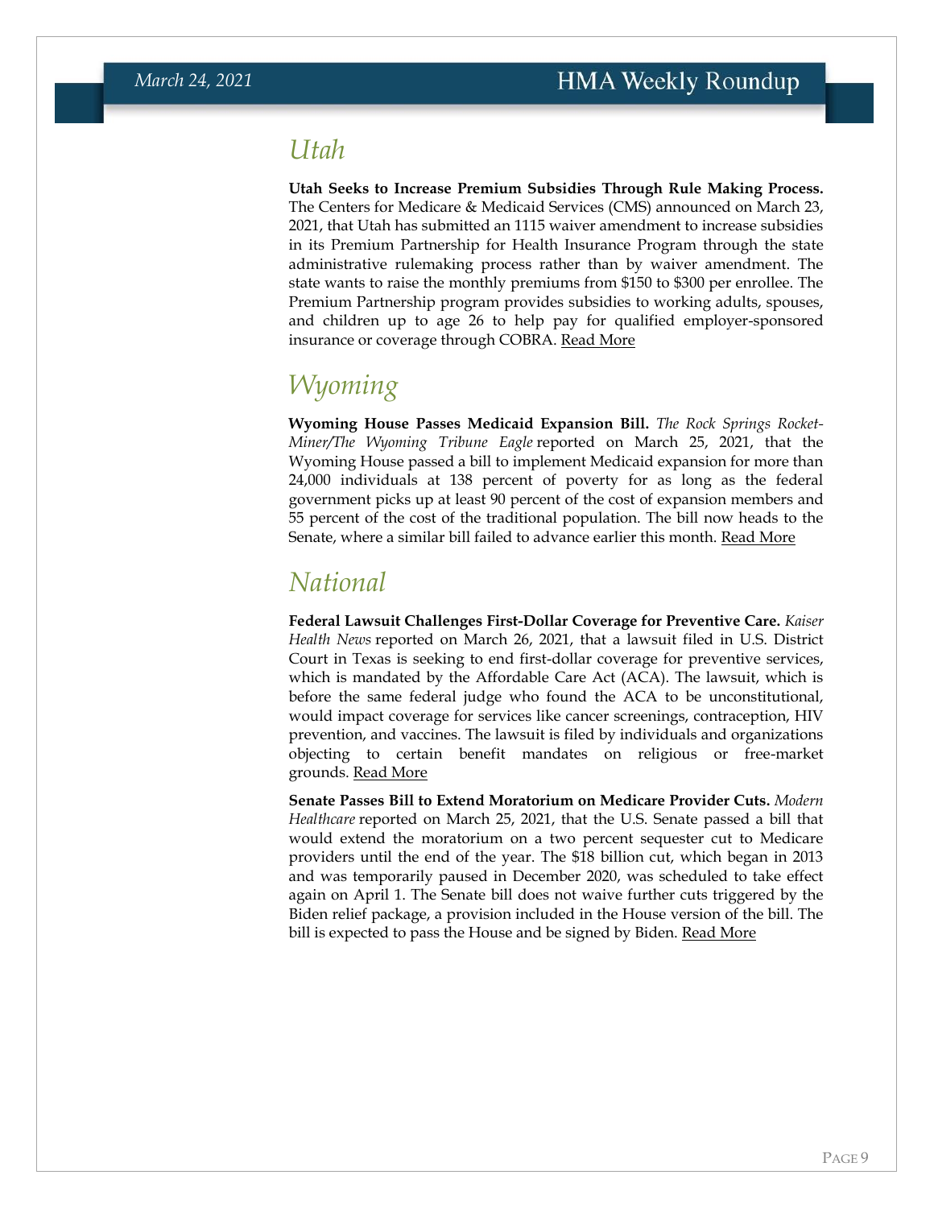## Utah

**Utah Seeks to Increase Premium Subsidies Through Rule Making Process.** The Centers for Medicare & Medicaid Services (CMS) announced on March 23, 2021, that Utah has submitted an 1115 waiver amendment to increase subsidies in its Premium Partnership for Health Insurance Program through the state administrative rulemaking process rather than by waiver amendment. The state wants to raise the monthly premiums from $150 to $300 per enrollee. The Premium Partnership program provides subsidies to working adults, spouses, and children up to age 26 to help pay for qualified employer-sponsored insurance or coverage through COBRA. Read More

## Wyoming

**Wyoming House Passes Medicaid Expansion Bill.** *The Rock Springs Rocket-Miner/The Wyoming Tribune Eagle* reported on March 25, 2021, that the Wyoming House passed a bill to implement Medicaid expansion for more than 24,000 individuals at 138 percent of poverty for as long as the federal government picks up at least 90 percent of the cost of expansion members and 55 percent of the cost of the traditional population. The bill now heads to the Senate, where a similar bill failed to advance earlier this month. Read More

## National

**Federal Lawsuit Challenges First-Dollar Coverage for Preventive Care.** *Kaiser Health News* reported on March 26, 2021, that a lawsuit filed in U.S. District Court in Texas is seeking to end first-dollar coverage for preventive services, which is mandated by the Affordable Care Act (ACA). The lawsuit, which is before the same federal judge who found the ACA to be unconstitutional, would impact coverage for services like cancer screenings, contraception, HIV prevention, and vaccines. The lawsuit is filed by individuals and organizations objecting to certain benefit mandates on religious or free-market grounds. Read More

**Senate Passes Bill to Extend Moratorium on Medicare Provider Cuts.** *Modern Healthcare* reported on March 25, 2021, that the U.S. Senate passed a bill that would extend the moratorium on a two percent sequester cut to Medicare providers until the end of the year. The $18 billion cut, which began in 2013 and was temporarily paused in December 2020, was scheduled to take effect again on April 1. The Senate bill does not waive further cuts triggered by the Biden relief package, a provision included in the House version of the bill. The bill is expected to pass the House and be signed by Biden. Read More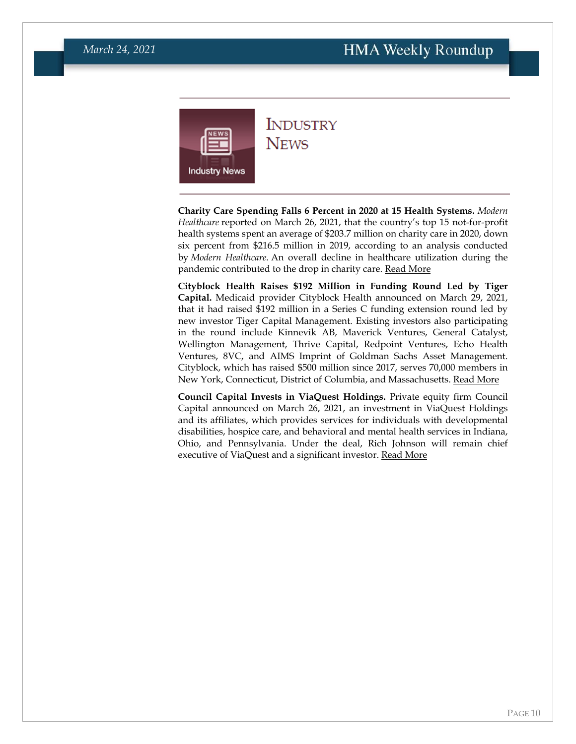# Industry News

**Charity Care Spending Falls 6 Percent in 2020 at 15 Health Systems.** *Modern Healthcare* reported on March 26, 2021, that the country's top 15 not-for-profit health systems spent an average of $203.7 million on charity care in 2020, down six percent from $216.5 million in 2019, according to an analysis conducted by *Modern Healthcare.* An overall decline in healthcare utilization during the pandemic contributed to the drop in charity care. Read More

**Cityblock Health Raises $192 Million in Funding Round Led by Tiger Capital.** Medicaid provider Cityblock Health announced on March 29, 2021, that it had raised $192 million in a Series C funding extension round led by new investor Tiger Capital Management. Existing investors also participating in the round include Kinnevik AB, Maverick Ventures, General Catalyst, Wellington Management, Thrive Capital, Redpoint Ventures, Echo Health Ventures, 8VC, and AIMS Imprint of Goldman Sachs Asset Management. Cityblock, which has raised $500 million since 2017, serves 70,000 members in New York, Connecticut, District of Columbia, and Massachusetts. Read More

**Council Capital Invests in ViaQuest Holdings.** Private equity firm Council Capital announced on March 26, 2021, an investment in ViaQuest Holdings and its affiliates, which provides services for individuals with developmental disabilities, hospice care, and behavioral and mental health services in Indiana, Ohio, and Pennsylvania. Under the deal, Rich Johnson will remain chief executive of ViaQuest and a significant investor. Read More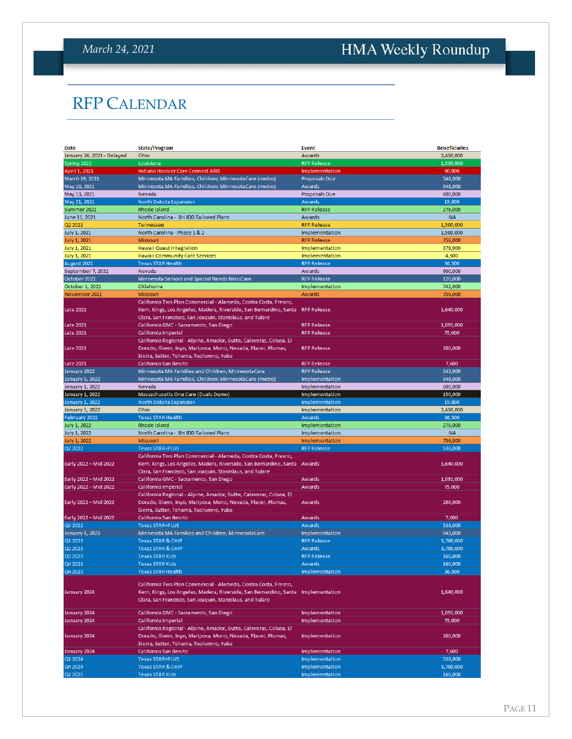# RFP Calendar

| Date | State/Program | Event | Beneficiaries |
|---|---|---|---|
| January 26, 2021 - Delayed | Ohio | Awards | 2,450,000 |
| Spring 2021 | Louisiana | RFP Release | 1,550,000 |
| April 1, 2021 | Indiana Hoosier Care Connect ABD | Implementation | 90,000 |
| March 19, 2021 | Minnesota MA Families, Children; MinnesotaCare (metro) | Proposals Due | 548,000 |
| May 10, 2021 | Minnesota MA Families, Children; MinnesotaCare (metro) | Awards | 548,000 |
| May 13, 2021 | Nevada | Proposals Due | 600,000 |
| May 21, 2021 | North Dakota Expansion | Awards | 19,800 |
| Summer 2021 | Rhode Island | RFP Release | 276,000 |
| June 11, 2021 | North Carolina - BH IDD Tailored Plans | Awards | NA |
| Q2 2021 | Tennessee | RFP Release | 1,500,000 |
| July 1, 2021 | North Carolina - Phase 1 & 2 | Implementation | 1,500,000 |
| July 1, 2021 | Missouri | RFP Release | 756,000 |
| July 1, 2021 | Hawaii Quest Integration | Implementation | 378,000 |
| July 1, 2021 | Hawaii Community Care Services | Implementation | 4,500 |
| August 2021 | Texas STAR Health | RFP Release | 36,500 |
| September 7, 2021 | Nevada | Awards | 600,000 |
| October 2021 | Minnesota Seniors and Special Needs BasicCare | RFP Release | 120,000 |
| October 1, 2021 | Oklahoma | Implementation | 742,000 |
| November 2021 | Missouri | Awards | 756,000 |
| Late 2021 | California Two Plan Commercial - Alameda, Contra Costa, Fresno, Kern, Kings, Los Angeles, Madera, Riverside, San Bernardino, Santa Clara, San Francisco, San Joaquin, Stanislaus, and Tulare | RFP Release | 1,640,000 |
| Late 2021 | California GMC - Sacramento, San Diego | RFP Release | 1,091,000 |
| Late 2021 | California Imperial | RFP Release | 75,000 |
| Late 2021 | California Regional - Alpine, Amador, Butte, Calaveras, Colusa, El Dorado, Glenn, Inyo, Mariposa, Mono, Nevada, Placer, Plumas, Sierra, Sutter, Tehama, Tuolumne, Yuba | RFP Release | 286,000 |
| Late 2021 | California San Benito | RFP Release | 7,600 |
| January 2022 | Minnesota MA Families and Children, MinnesotaCare | RFP Release | 543,000 |
| January 1, 2022 | Minnesota MA Families, Children; MinnesotaCare (metro) | Implementation | 548,000 |
| January 1, 2022 | Nevada | Implementation | 600,000 |
| January 1, 2022 | Massachusetts One Care (Duals Demo) | Implementation | 150,000 |
| January 1, 2022 | North Dakota Expansion | Implementation | 19,800 |
| January 5, 2022 | Ohio | Implementation | 2,450,000 |
| February 2022 | Texas STAR Health | Awards | 36,500 |
| July 1, 2022 | Rhode Island | Implementation | 276,000 |
| July 1, 2022 | North Carolina - BH IDD Tailored Plans | Implementation | NA |
| July 1, 2022 | Missouri | Implementation | 756,000 |
| Q2 2022 | Texas STAR+PLUS | RFP Release | 538,000 |
| Early 2022 – Mid 2022 | California Two Plan Commercial - Alameda, Contra Costa, Fresno, Kern, Kings, Los Angeles, Madera, Riverside, San Bernardino, Santa Clara, San Francisco, San Joaquin, Stanislaus, and Tulare | Awards | 1,640,000 |
| Early 2022 – Mid 2022 | California GMC - Sacramento, San Diego | Awards | 1,091,000 |
| Early 2022 – Mid 2022 | California Imperial | Awards | 75,000 |
| Early 2022 – Mid 2022 | California Regional - Alpine, Amador, Butte, Calaveras, Colusa, El Dorado, Glenn, Inyo, Mariposa, Mono, Nevada, Placer, Plumas, Sierra, Sutter, Tehama, Tuolumne, Yuba | Awards | 286,000 |
| Early 2022 – Mid 2022 | California San Benito | Awards | 7,600 |
| Q3 2022 | Texas STAR+PLUS | Awards | 538,000 |
| January 1, 2023 | Minnesota MA Families and Children, MinnesotaCare | Implementation | 543,000 |
| Q1 2023 | Texas STAR & CHIP | RFP Release | 3,700,000 |
| Q2 2023 | Texas STAR & CHIP | Awards | 3,700,000 |
| Q3 2023 | Texas STAR Kids | RFP Release | 166,000 |
| Q4 2023 | Texas STAR Kids | Awards | 166,000 |
| Q4 2023 | Texas STAR Health | Implementation | 36,500 |
| January 2024 | California Two Plan Commercial - Alameda, Contra Costa, Fresno, Kern, Kings, Los Angeles, Madera, Riverside, San Bernardino, Santa Clara, San Francisco, San Joaquin, Stanislaus, and Tulare | Implementation | 1,640,000 |
| January 2024 | California GMC - Sacramento, San Diego | Implementation | 1,091,000 |
| January 2024 | California Imperial | Implementation | 75,000 |
| January 2024 | California Regional - Alpine, Amador, Butte, Calaveras, Colusa, El Dorado, Glenn, Inyo, Mariposa, Mono, Nevada, Placer, Plumas, Sierra, Sutter, Tehama, Tuolumne, Yuba | Implementation | 286,000 |
| January 2024 | California San Benito | Implementation | 7,600 |
| Q1 2024 | Texas STAR+PLUS | Implementation | 538,000 |
| Q4 2024 | Texas STAR & CHIP | Implementation | 3,700,000 |
| Q2 2025 | Texas STAR Kids | Implementation | 166,000 |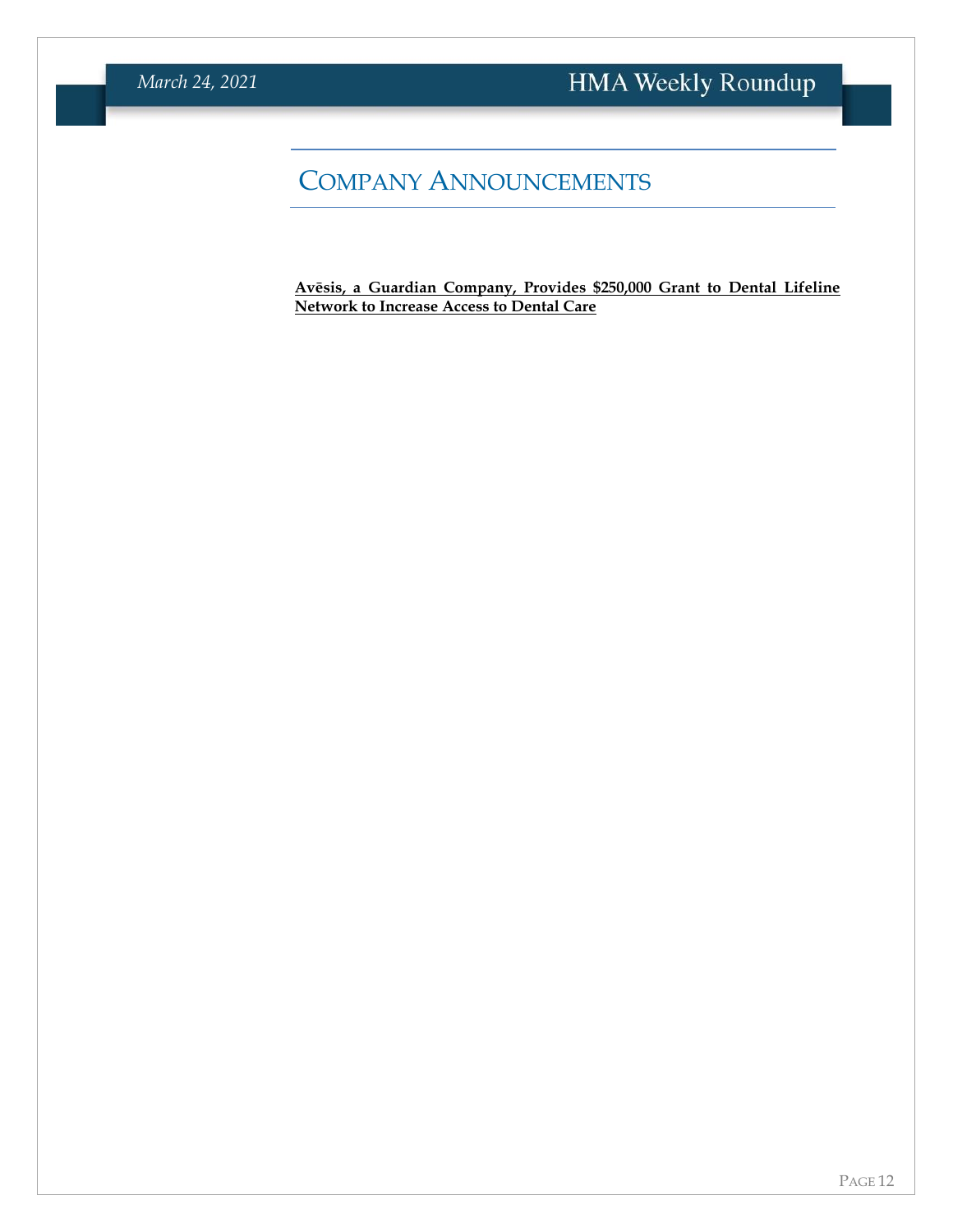# Company Announcements

**Avēsis, a Guardian Company, Provides $250,000 Grant to Dental Lifeline Network to Increase Access to Dental Care**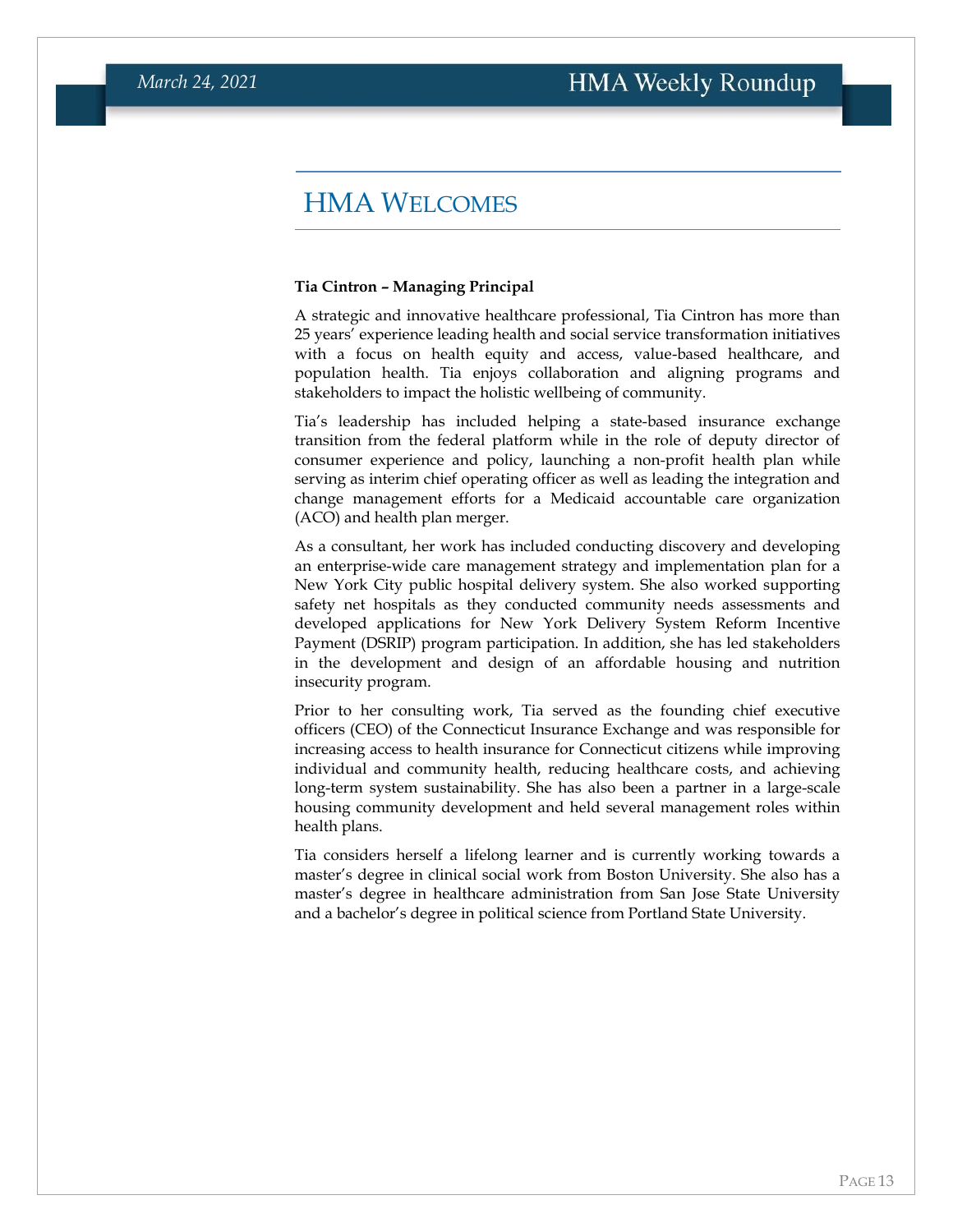# HMA Welcomes

**Tia Cintron – Managing Principal**

A strategic and innovative healthcare professional, Tia Cintron has more than 25 years' experience leading health and social service transformation initiatives with a focus on health equity and access, value-based healthcare, and population health. Tia enjoys collaboration and aligning programs and stakeholders to impact the holistic wellbeing of community.

Tia's leadership has included helping a state-based insurance exchange transition from the federal platform while in the role of deputy director of consumer experience and policy, launching a non-profit health plan while serving as interim chief operating officer as well as leading the integration and change management efforts for a Medicaid accountable care organization (ACO) and health plan merger.

As a consultant, her work has included conducting discovery and developing an enterprise-wide care management strategy and implementation plan for a New York City public hospital delivery system. She also worked supporting safety net hospitals as they conducted community needs assessments and developed applications for New York Delivery System Reform Incentive Payment (DSRIP) program participation. In addition, she has led stakeholders in the development and design of an affordable housing and nutrition insecurity program.

Prior to her consulting work, Tia served as the founding chief executive officers (CEO) of the Connecticut Insurance Exchange and was responsible for increasing access to health insurance for Connecticut citizens while improving individual and community health, reducing healthcare costs, and achieving long-term system sustainability. She has also been a partner in a large-scale housing community development and held several management roles within health plans.

Tia considers herself a lifelong learner and is currently working towards a master's degree in clinical social work from Boston University. She also has a master's degree in healthcare administration from San Jose State University and a bachelor's degree in political science from Portland State University.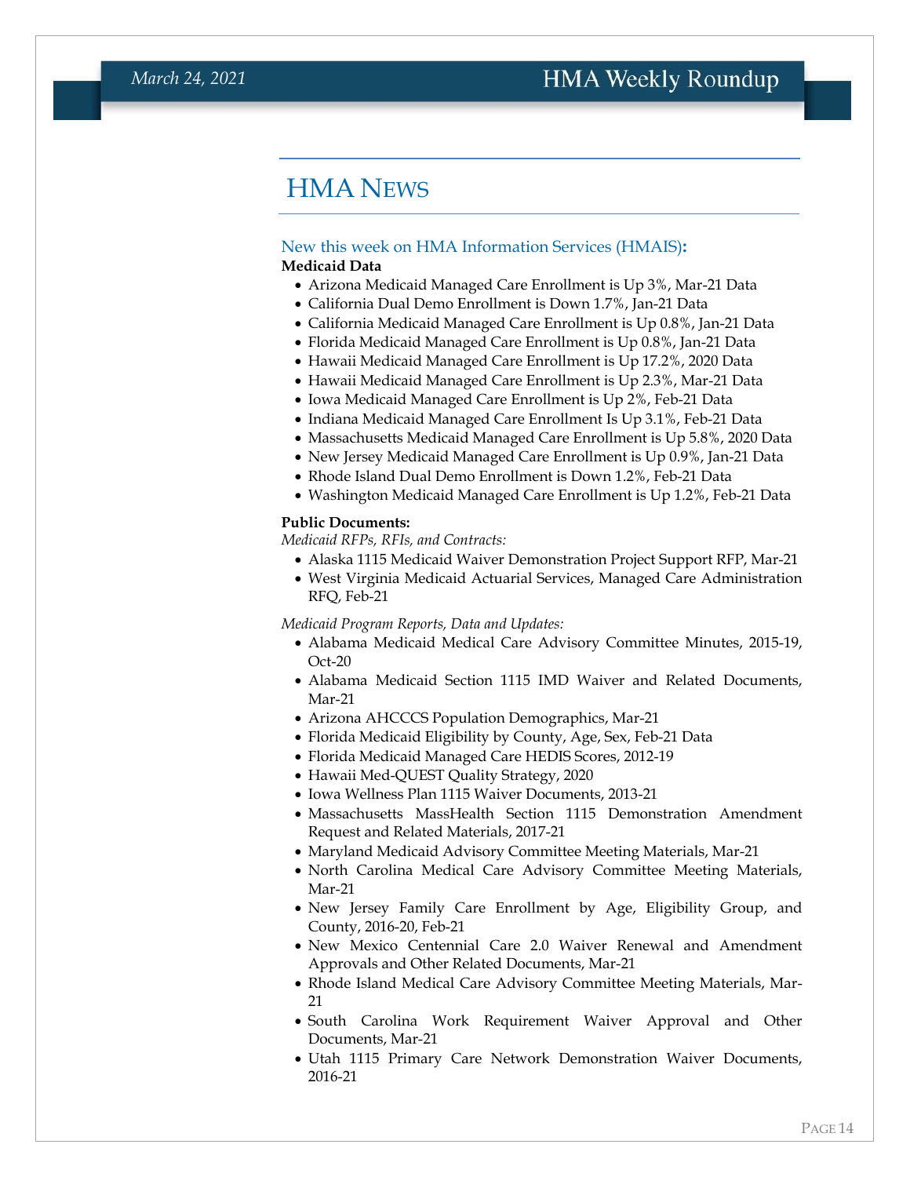# HMA News

## New this week on HMA Information Services (HMAIS):

**Medicaid Data**

- Arizona Medicaid Managed Care Enrollment is Up 3%, Mar-21 Data
- California Dual Demo Enrollment is Down 1.7%, Jan-21 Data
- California Medicaid Managed Care Enrollment is Up 0.8%, Jan-21 Data
- Florida Medicaid Managed Care Enrollment is Up 0.8%, Jan-21 Data
- Hawaii Medicaid Managed Care Enrollment is Up 17.2%, 2020 Data
- Hawaii Medicaid Managed Care Enrollment is Up 2.3%, Mar-21 Data
- Iowa Medicaid Managed Care Enrollment is Up 2%, Feb-21 Data
- Indiana Medicaid Managed Care Enrollment Is Up 3.1%, Feb-21 Data
- Massachusetts Medicaid Managed Care Enrollment is Up 5.8%, 2020 Data
- New Jersey Medicaid Managed Care Enrollment is Up 0.9%, Jan-21 Data
- Rhode Island Dual Demo Enrollment is Down 1.2%, Feb-21 Data
- Washington Medicaid Managed Care Enrollment is Up 1.2%, Feb-21 Data

**Public Documents:**

*Medicaid RFPs, RFIs, and Contracts:*

- Alaska 1115 Medicaid Waiver Demonstration Project Support RFP, Mar-21
- West Virginia Medicaid Actuarial Services, Managed Care Administration RFQ, Feb-21

*Medicaid Program Reports, Data and Updates:*

- Alabama Medicaid Medical Care Advisory Committee Minutes, 2015-19, Oct-20
- Alabama Medicaid Section 1115 IMD Waiver and Related Documents, Mar-21
- Arizona AHCCCS Population Demographics, Mar-21
- Florida Medicaid Eligibility by County, Age, Sex, Feb-21 Data
- Florida Medicaid Managed Care HEDIS Scores, 2012-19
- Hawaii Med-QUEST Quality Strategy, 2020
- Iowa Wellness Plan 1115 Waiver Documents, 2013-21
- Massachusetts MassHealth Section 1115 Demonstration Amendment Request and Related Materials, 2017-21
- Maryland Medicaid Advisory Committee Meeting Materials, Mar-21
- North Carolina Medical Care Advisory Committee Meeting Materials, Mar-21
- New Jersey Family Care Enrollment by Age, Eligibility Group, and County, 2016-20, Feb-21
- New Mexico Centennial Care 2.0 Waiver Renewal and Amendment Approvals and Other Related Documents, Mar-21
- Rhode Island Medical Care Advisory Committee Meeting Materials, Mar-21
- South Carolina Work Requirement Waiver Approval and Other Documents, Mar-21
- Utah 1115 Primary Care Network Demonstration Waiver Documents, 2016-21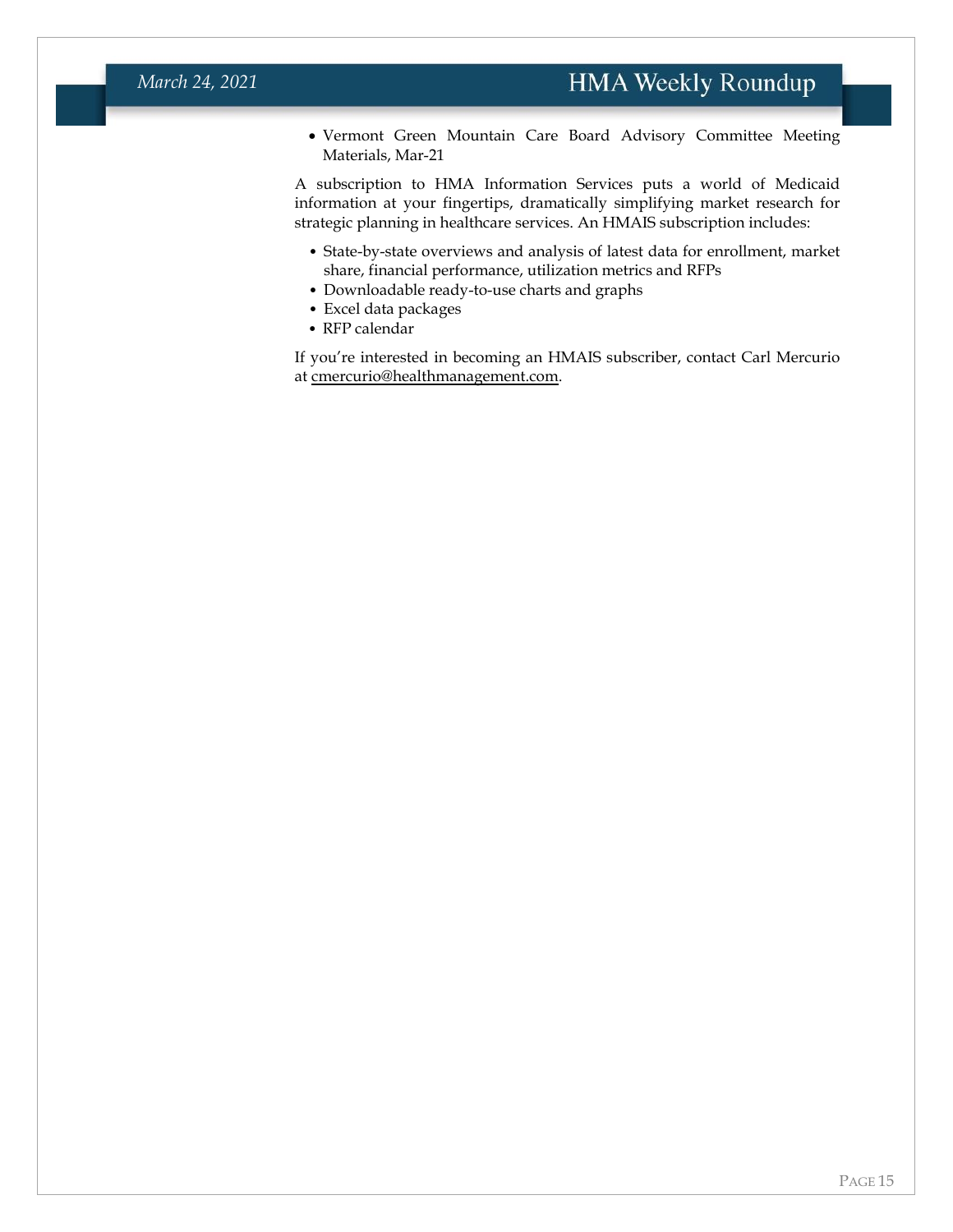- Vermont Green Mountain Care Board Advisory Committee Meeting Materials, Mar-21

A subscription to HMA Information Services puts a world of Medicaid information at your fingertips, dramatically simplifying market research for strategic planning in healthcare services. An HMAIS subscription includes:

- State-by-state overviews and analysis of latest data for enrollment, market share, financial performance, utilization metrics and RFPs
- Downloadable ready-to-use charts and graphs
- Excel data packages
- RFP calendar

If you're interested in becoming an HMAIS subscriber, contact Carl Mercurio at cmercurio@healthmanagement.com.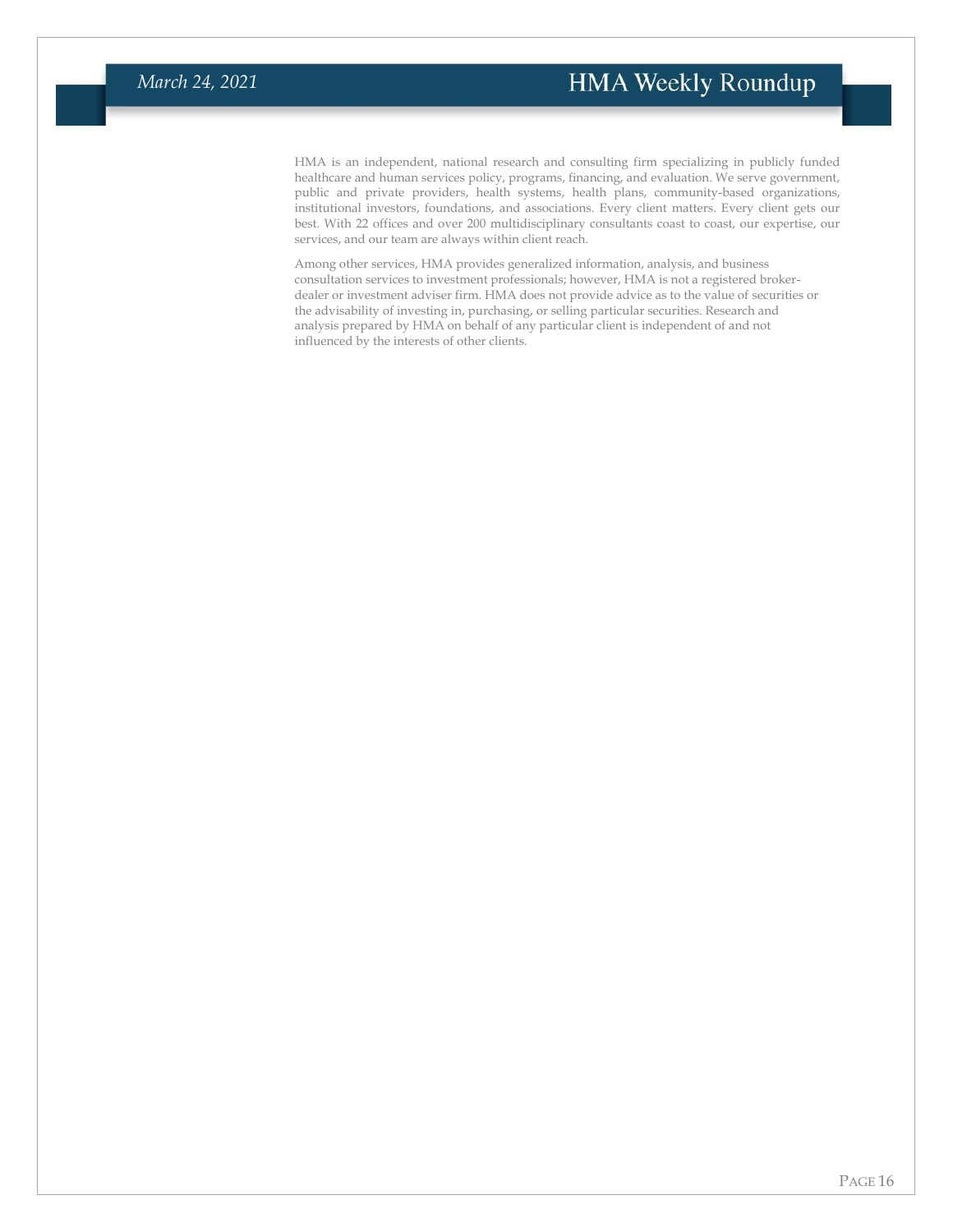HMA is an independent, national research and consulting firm specializing in publicly funded healthcare and human services policy, programs, financing, and evaluation. We serve government, public and private providers, health systems, health plans, community-based organizations, institutional investors, foundations, and associations. Every client matters. Every client gets our best. With 22 offices and over 200 multidisciplinary consultants coast to coast, our expertise, our services, and our team are always within client reach.

Among other services, HMA provides generalized information, analysis, and business consultation services to investment professionals; however, HMA is not a registered broker-dealer or investment adviser firm. HMA does not provide advice as to the value of securities or the advisability of investing in, purchasing, or selling particular securities. Research and analysis prepared by HMA on behalf of any particular client is independent of and not influenced by the interests of other clients.